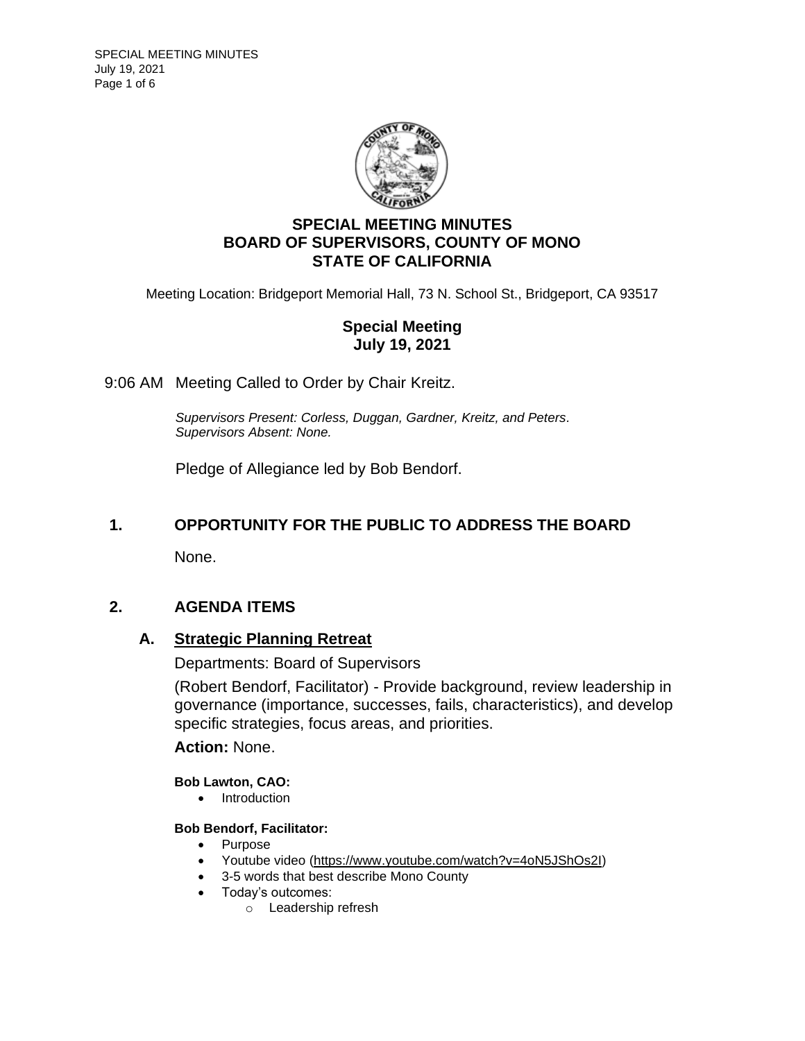# SPECIAL MEETING MINUTES
# BOARD OF SUPERVISORS, COUNTY OF MONO
# STATE OF CALIFORNIA

Meeting Location: Bridgeport Memorial Hall, 73 N. School St., Bridgeport, CA 93517

## Special Meeting
## July 19, 2021

9:06 AM Meeting Called to Order by Chair Kreitz.

*Supervisors Present: Corless, Duggan, Gardner, Kreitz, and Peters.*
*Supervisors Absent: None.*

Pledge of Allegiance led by Bob Bendorf.

## 1. OPPORTUNITY FOR THE PUBLIC TO ADDRESS THE BOARD

None.

## 2. AGENDA ITEMS

### A. Strategic Planning Retreat

Departments: Board of Supervisors

(Robert Bendorf, Facilitator) - Provide background, review leadership in governance (importance, successes, fails, characteristics), and develop specific strategies, focus areas, and priorities.

**Action:** None.

**Bob Lawton, CAO:**

- Introduction

**Bob Bendorf, Facilitator:**

- Purpose
- Youtube video (https://www.youtube.com/watch?v=4oN5JShOs2I)
- 3-5 words that best describe Mono County
- Today's outcomes:
  - Leadership refresh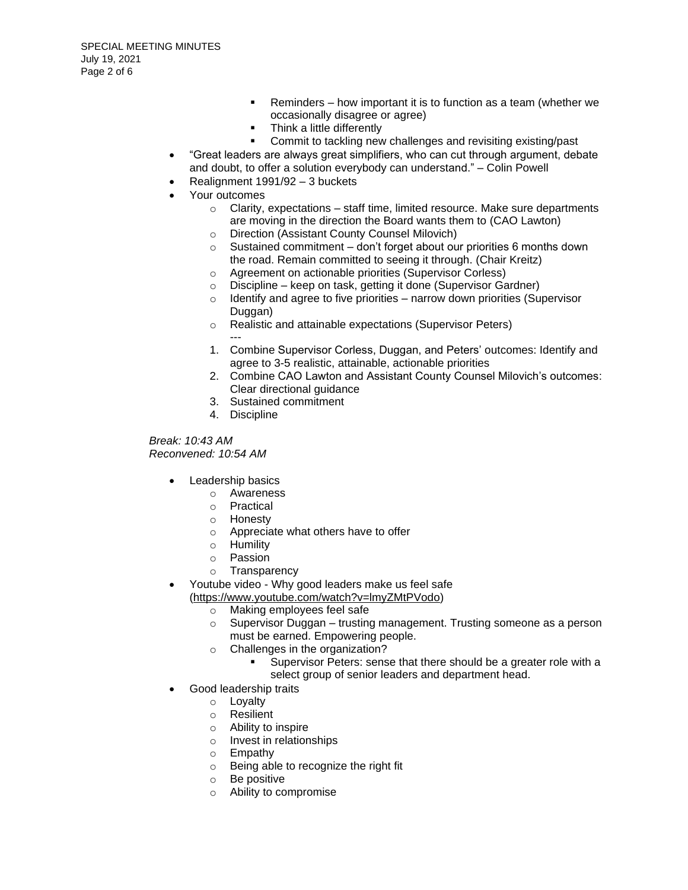- Reminders – how important it is to function as a team (whether we occasionally disagree or agree)
        - Think a little differently
        - Commit to tackling new challenges and revisiting existing/past
- "Great leaders are always great simplifiers, who can cut through argument, debate and doubt, to offer a solution everybody can understand." – Colin Powell
- Realignment 1991/92 – 3 buckets
- Your outcomes
    - Clarity, expectations – staff time, limited resource. Make sure departments are moving in the direction the Board wants them to (CAO Lawton)
    - Direction (Assistant County Counsel Milovich)
    - Sustained commitment – don't forget about our priorities 6 months down the road. Remain committed to seeing it through. (Chair Kreitz)
    - Agreement on actionable priorities (Supervisor Corless)
    - Discipline – keep on task, getting it done (Supervisor Gardner)
    - Identify and agree to five priorities – narrow down priorities (Supervisor Duggan)
    - Realistic and attainable expectations (Supervisor Peters)
    
    ---
    
    1. Combine Supervisor Corless, Duggan, and Peters' outcomes: Identify and agree to 3-5 realistic, attainable, actionable priorities
    2. Combine CAO Lawton and Assistant County Counsel Milovich's outcomes: Clear directional guidance
    3. Sustained commitment
    4. Discipline

*Break: 10:43 AM*
*Reconvened: 10:54 AM*

- Leadership basics
    - Awareness
    - Practical
    - Honesty
    - Appreciate what others have to offer
    - Humility
    - Passion
    - Transparency
- Youtube video - Why good leaders make us feel safe (https://www.youtube.com/watch?v=lmyZMtPVodo)
    - Making employees feel safe
    - Supervisor Duggan – trusting management. Trusting someone as a person must be earned. Empowering people.
    - Challenges in the organization?
        - Supervisor Peters: sense that there should be a greater role with a select group of senior leaders and department head.
- Good leadership traits
    - Loyalty
    - Resilient
    - Ability to inspire
    - Invest in relationships
    - Empathy
    - Being able to recognize the right fit
    - Be positive
    - Ability to compromise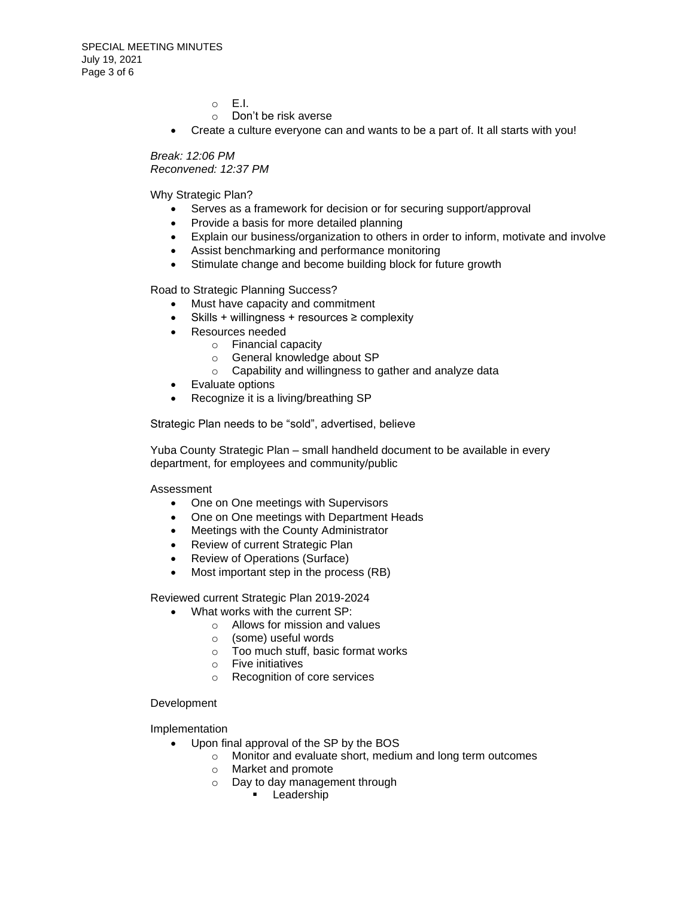- E.I.
- Don't be risk averse

- Create a culture everyone can and wants to be a part of. It all starts with you!

*Break: 12:06 PM*
*Reconvened: 12:37 PM*

Why Strategic Plan?

- Serves as a framework for decision or for securing support/approval
- Provide a basis for more detailed planning
- Explain our business/organization to others in order to inform, motivate and involve
- Assist benchmarking and performance monitoring
- Stimulate change and become building block for future growth

Road to Strategic Planning Success?

- Must have capacity and commitment
- Skills + willingness + resources ≥ complexity
- Resources needed
  - Financial capacity
  - General knowledge about SP
  - Capability and willingness to gather and analyze data
- Evaluate options
- Recognize it is a living/breathing SP

Strategic Plan needs to be "sold", advertised, believe

Yuba County Strategic Plan – small handheld document to be available in every department, for employees and community/public

Assessment

- One on One meetings with Supervisors
- One on One meetings with Department Heads
- Meetings with the County Administrator
- Review of current Strategic Plan
- Review of Operations (Surface)
- Most important step in the process (RB)

Reviewed current Strategic Plan 2019-2024

- What works with the current SP:
  - Allows for mission and values
  - (some) useful words
  - Too much stuff, basic format works
  - Five initiatives
  - Recognition of core services

Development

Implementation

- Upon final approval of the SP by the BOS
  - Monitor and evaluate short, medium and long term outcomes
  - Market and promote
  - Day to day management through
    - Leadership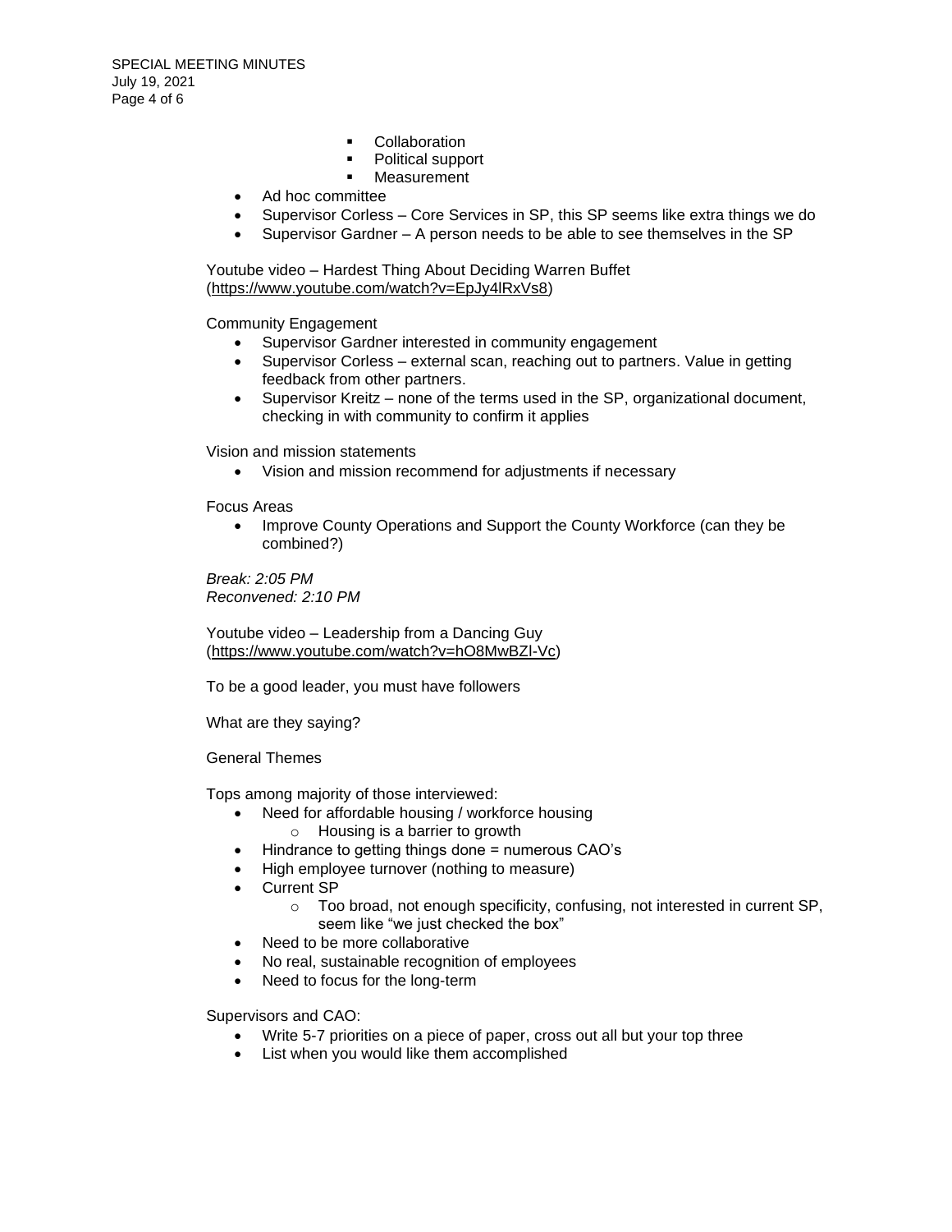- Collaboration
        - Political support
        - Measurement
- Ad hoc committee
- Supervisor Corless – Core Services in SP, this SP seems like extra things we do
- Supervisor Gardner – A person needs to be able to see themselves in the SP

Youtube video – Hardest Thing About Deciding Warren Buffet (https://www.youtube.com/watch?v=EpJy4lRxVs8)

Community Engagement

- Supervisor Gardner interested in community engagement
- Supervisor Corless – external scan, reaching out to partners. Value in getting feedback from other partners.
- Supervisor Kreitz – none of the terms used in the SP, organizational document, checking in with community to confirm it applies

Vision and mission statements

- Vision and mission recommend for adjustments if necessary

Focus Areas

- Improve County Operations and Support the County Workforce (can they be combined?)

*Break: 2:05 PM*
*Reconvened: 2:10 PM*

Youtube video – Leadership from a Dancing Guy (https://www.youtube.com/watch?v=hO8MwBZl-Vc)

To be a good leader, you must have followers

What are they saying?

General Themes

Tops among majority of those interviewed:

- Need for affordable housing / workforce housing
    - Housing is a barrier to growth
- Hindrance to getting things done = numerous CAO's
- High employee turnover (nothing to measure)
- Current SP
    - Too broad, not enough specificity, confusing, not interested in current SP, seem like "we just checked the box"
- Need to be more collaborative
- No real, sustainable recognition of employees
- Need to focus for the long-term

Supervisors and CAO:

- Write 5-7 priorities on a piece of paper, cross out all but your top three
- List when you would like them accomplished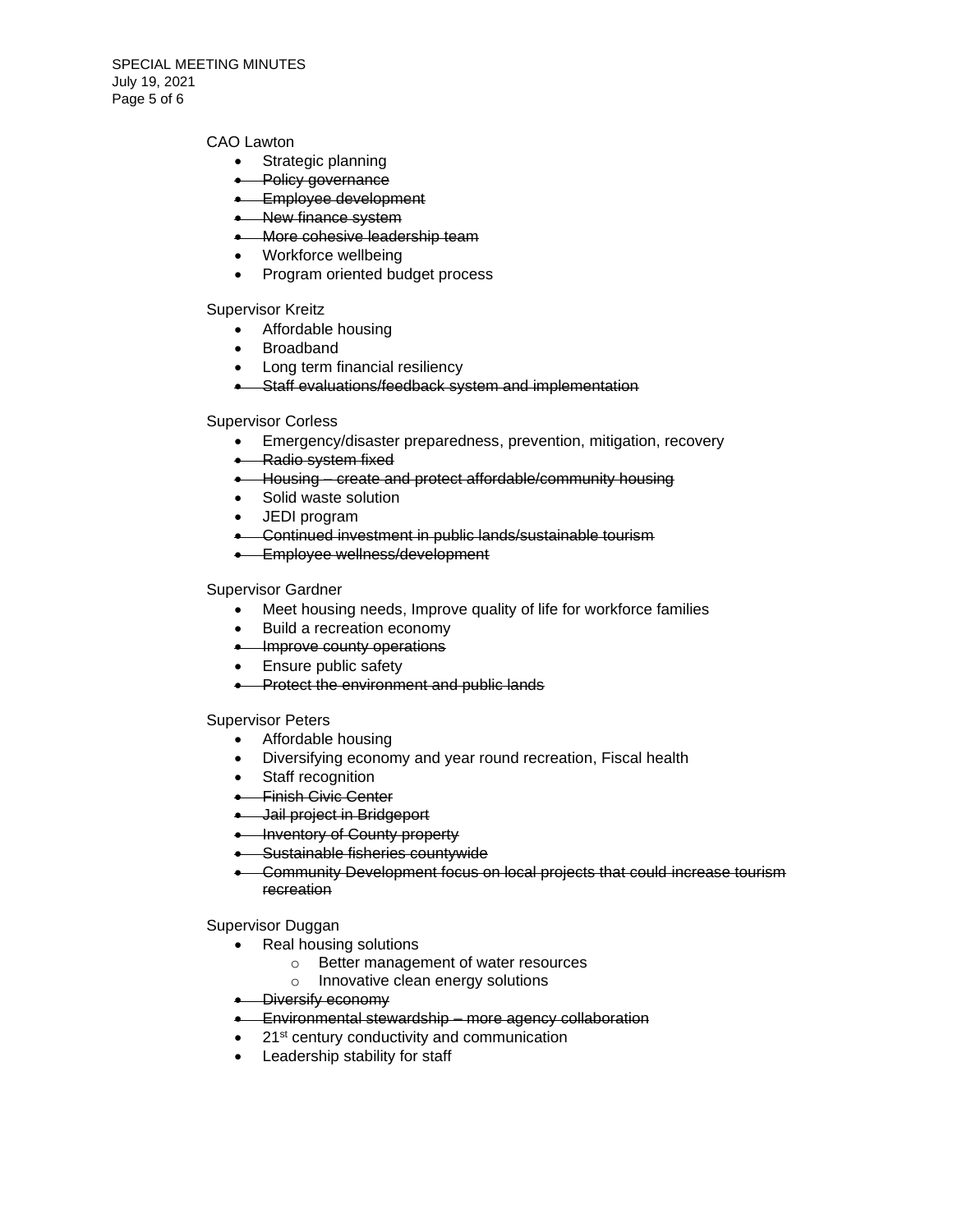CAO Lawton

- Strategic planning
- ~~Policy governance~~
- ~~Employee development~~
- ~~New finance system~~
- ~~More cohesive leadership team~~
- Workforce wellbeing
- Program oriented budget process

Supervisor Kreitz

- Affordable housing
- Broadband
- Long term financial resiliency
- ~~Staff evaluations/feedback system and implementation~~

Supervisor Corless

- Emergency/disaster preparedness, prevention, mitigation, recovery
- ~~Radio system fixed~~
- ~~Housing – create and protect affordable/community housing~~
- Solid waste solution
- JEDI program
- ~~Continued investment in public lands/sustainable tourism~~
- ~~Employee wellness/development~~

Supervisor Gardner

- Meet housing needs, Improve quality of life for workforce families
- Build a recreation economy
- ~~Improve county operations~~
- Ensure public safety
- ~~Protect the environment and public lands~~

Supervisor Peters

- Affordable housing
- Diversifying economy and year round recreation, Fiscal health
- Staff recognition
- ~~Finish Civic Center~~
- ~~Jail project in Bridgeport~~
- ~~Inventory of County property~~
- ~~Sustainable fisheries countywide~~
- ~~Community Development focus on local projects that could increase tourism recreation~~

Supervisor Duggan

- Real housing solutions
    - Better management of water resources
    - Innovative clean energy solutions
- ~~Diversify economy~~
- ~~Environmental stewardship – more agency collaboration~~
- 21st century conductivity and communication
- Leadership stability for staff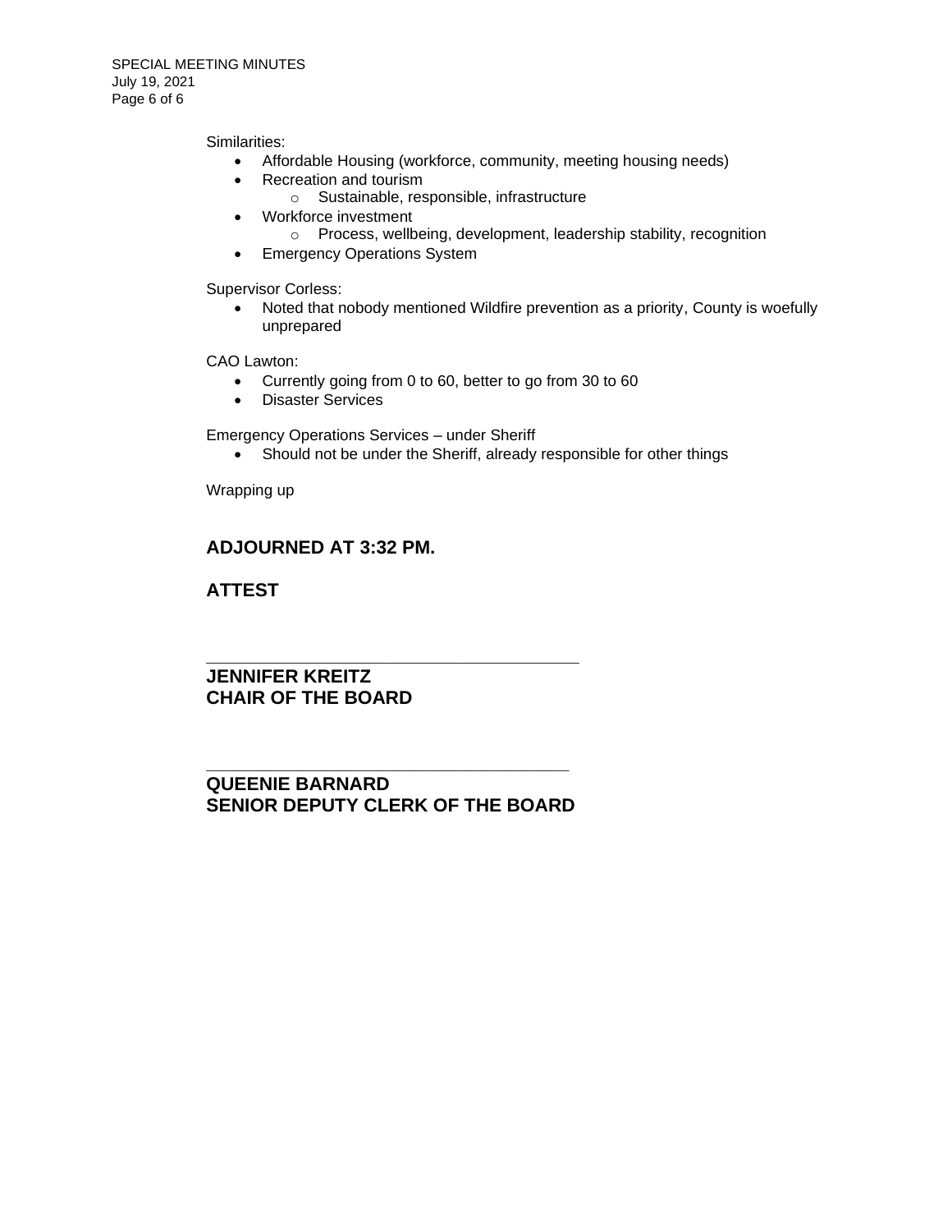Similarities:

- Affordable Housing (workforce, community, meeting housing needs)
- Recreation and tourism
  - Sustainable, responsible, infrastructure
- Workforce investment
  - Process, wellbeing, development, leadership stability, recognition
- Emergency Operations System

Supervisor Corless:

- Noted that nobody mentioned Wildfire prevention as a priority, County is woefully unprepared

CAO Lawton:

- Currently going from 0 to 60, better to go from 30 to 60
- Disaster Services

Emergency Operations Services – under Sheriff

- Should not be under the Sheriff, already responsible for other things

Wrapping up

**ADJOURNED AT 3:32 PM.**

**ATTEST**

\_\_\_\_\_\_\_\_\_\_\_\_\_\_\_\_\_\_\_\_\_\_\_\_\_\_\_\_\_\_\_\_\_\_\_\_\_\_\_\_

**JENNIFER KREITZ**
**CHAIR OF THE BOARD**

\_\_\_\_\_\_\_\_\_\_\_\_\_\_\_\_\_\_\_\_\_\_\_\_\_\_\_\_\_\_\_\_\_\_\_\_\_\_\_\_

**QUEENIE BARNARD**
**SENIOR DEPUTY CLERK OF THE BOARD**